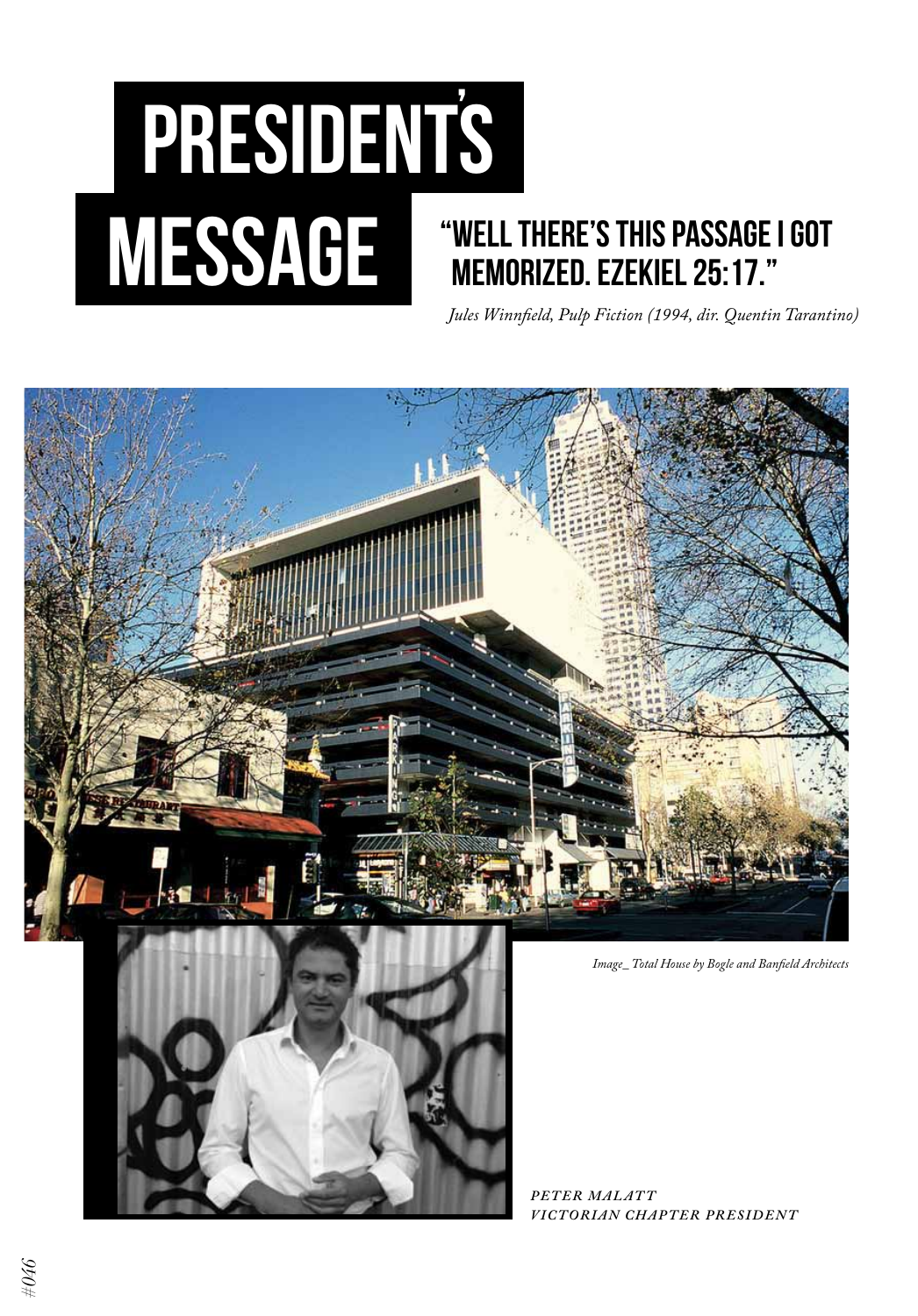# PRESIDENT'S MESSAGE

## "WELL THERE'S THIS PASSAGE I GOT MEMORIZED. EZEKIEL 25:17."

*Jules Winnfield, Pulp Fiction (1994, dir. Quentin Tarantino)*

*Image_ Total House by Bogle and Banfield Architects*

*PETER MALATT*
*VICTORIAN CHAPTER PRESIDENT*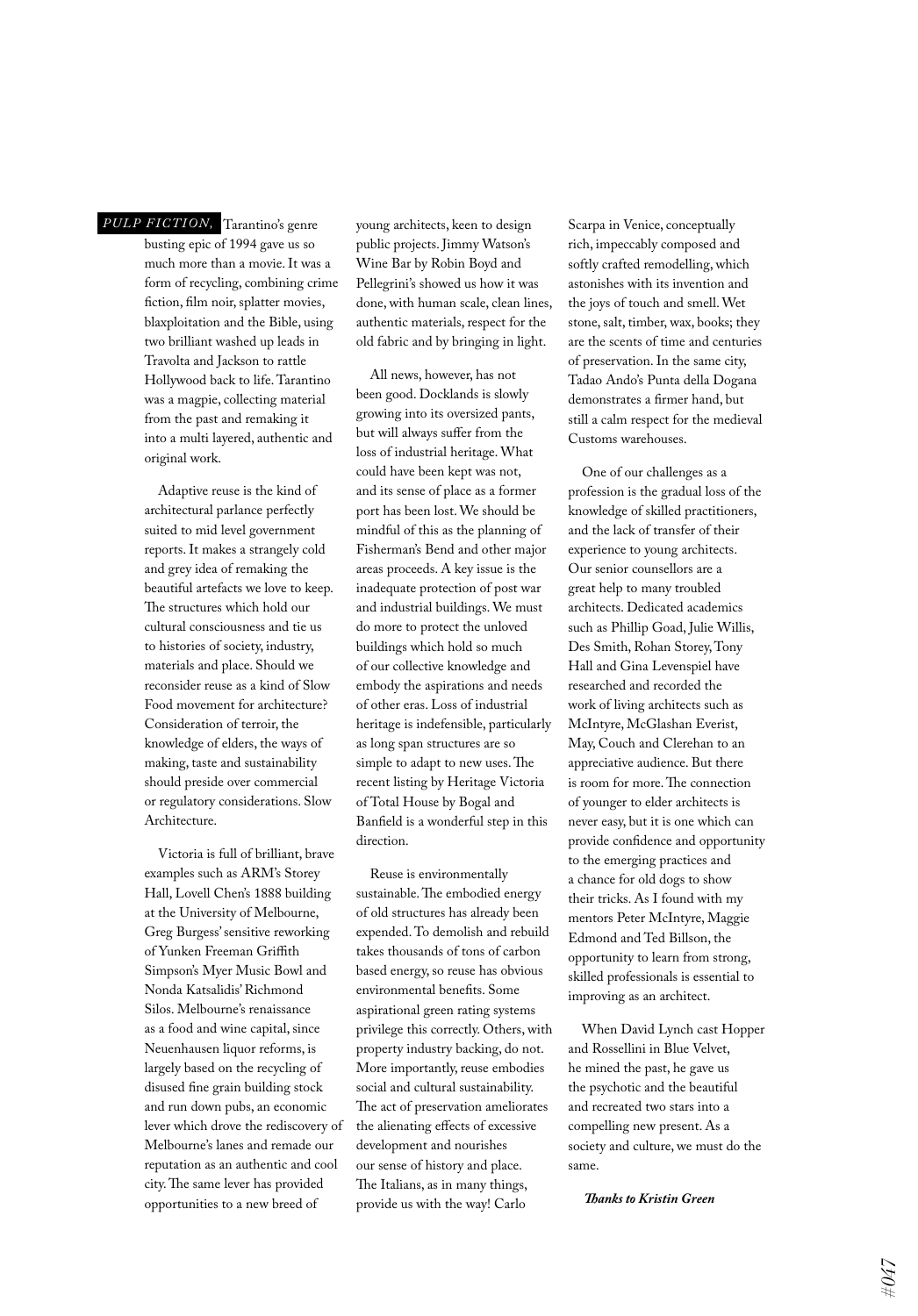**PULP FICTION,** Tarantino's genre busting epic of 1994 gave us so much more than a movie. It was a form of recycling, combining crime fiction, film noir, splatter movies, blaxploitation and the Bible, using two brilliant washed up leads in Travolta and Jackson to rattle Hollywood back to life. Tarantino was a magpie, collecting material from the past and remaking it into a multi layered, authentic and original work.

Adaptive reuse is the kind of architectural parlance perfectly suited to mid level government reports. It makes a strangely cold and grey idea of remaking the beautiful artefacts we love to keep. The structures which hold our cultural consciousness and tie us to histories of society, industry, materials and place. Should we reconsider reuse as a kind of Slow Food movement for architecture? Consideration of terroir, the knowledge of elders, the ways of making, taste and sustainability should preside over commercial or regulatory considerations. Slow Architecture.

Victoria is full of brilliant, brave examples such as ARM's Storey Hall, Lovell Chen's 1888 building at the University of Melbourne, Greg Burgess' sensitive reworking of Yunken Freeman Griffith Simpson's Myer Music Bowl and Nonda Katsalidis' Richmond Silos. Melbourne's renaissance as a food and wine capital, since Neuenhausen liquor reforms, is largely based on the recycling of disused fine grain building stock and run down pubs, an economic lever which drove the rediscovery of Melbourne's lanes and remade our reputation as an authentic and cool city. The same lever has provided opportunities to a new breed of young architects, keen to design public projects. Jimmy Watson's Wine Bar by Robin Boyd and Pellegrini's showed us how it was done, with human scale, clean lines, authentic materials, respect for the old fabric and by bringing in light.

All news, however, has not been good. Docklands is slowly growing into its oversized pants, but will always suffer from the loss of industrial heritage. What could have been kept was not, and its sense of place as a former port has been lost. We should be mindful of this as the planning of Fisherman's Bend and other major areas proceeds. A key issue is the inadequate protection of post war and industrial buildings. We must do more to protect the unloved buildings which hold so much of our collective knowledge and embody the aspirations and needs of other eras. Loss of industrial heritage is indefensible, particularly as long span structures are so simple to adapt to new uses. The recent listing by Heritage Victoria of Total House by Bogal and Banfield is a wonderful step in this direction.

Reuse is environmentally sustainable. The embodied energy of old structures has already been expended. To demolish and rebuild takes thousands of tons of carbon based energy, so reuse has obvious environmental benefits. Some aspirational green rating systems privilege this correctly. Others, with property industry backing, do not. More importantly, reuse embodies social and cultural sustainability. The act of preservation ameliorates the alienating effects of excessive development and nourishes our sense of history and place. The Italians, as in many things, provide us with the way! Carlo Scarpa in Venice, conceptually rich, impeccably composed and softly crafted remodelling, which astonishes with its invention and the joys of touch and smell. Wet stone, salt, timber, wax, books; they are the scents of time and centuries of preservation. In the same city, Tadao Ando's Punta della Dogana demonstrates a firmer hand, but still a calm respect for the medieval Customs warehouses.

One of our challenges as a profession is the gradual loss of the knowledge of skilled practitioners, and the lack of transfer of their experience to young architects. Our senior counsellors are a great help to many troubled architects. Dedicated academics such as Phillip Goad, Julie Willis, Des Smith, Rohan Storey, Tony Hall and Gina Levenspiel have researched and recorded the work of living architects such as McIntyre, McGlashan Everist, May, Couch and Clerehan to an appreciative audience. But there is room for more. The connection of younger to elder architects is never easy, but it is one which can provide confidence and opportunity to the emerging practices and a chance for old dogs to show their tricks. As I found with my mentors Peter McIntyre, Maggie Edmond and Ted Billson, the opportunity to learn from strong, skilled professionals is essential to improving as an architect.

When David Lynch cast Hopper and Rossellini in Blue Velvet, he mined the past, he gave us the psychotic and the beautiful and recreated two stars into a compelling new present. As a society and culture, we must do the same.

***Thanks to Kristin Green***